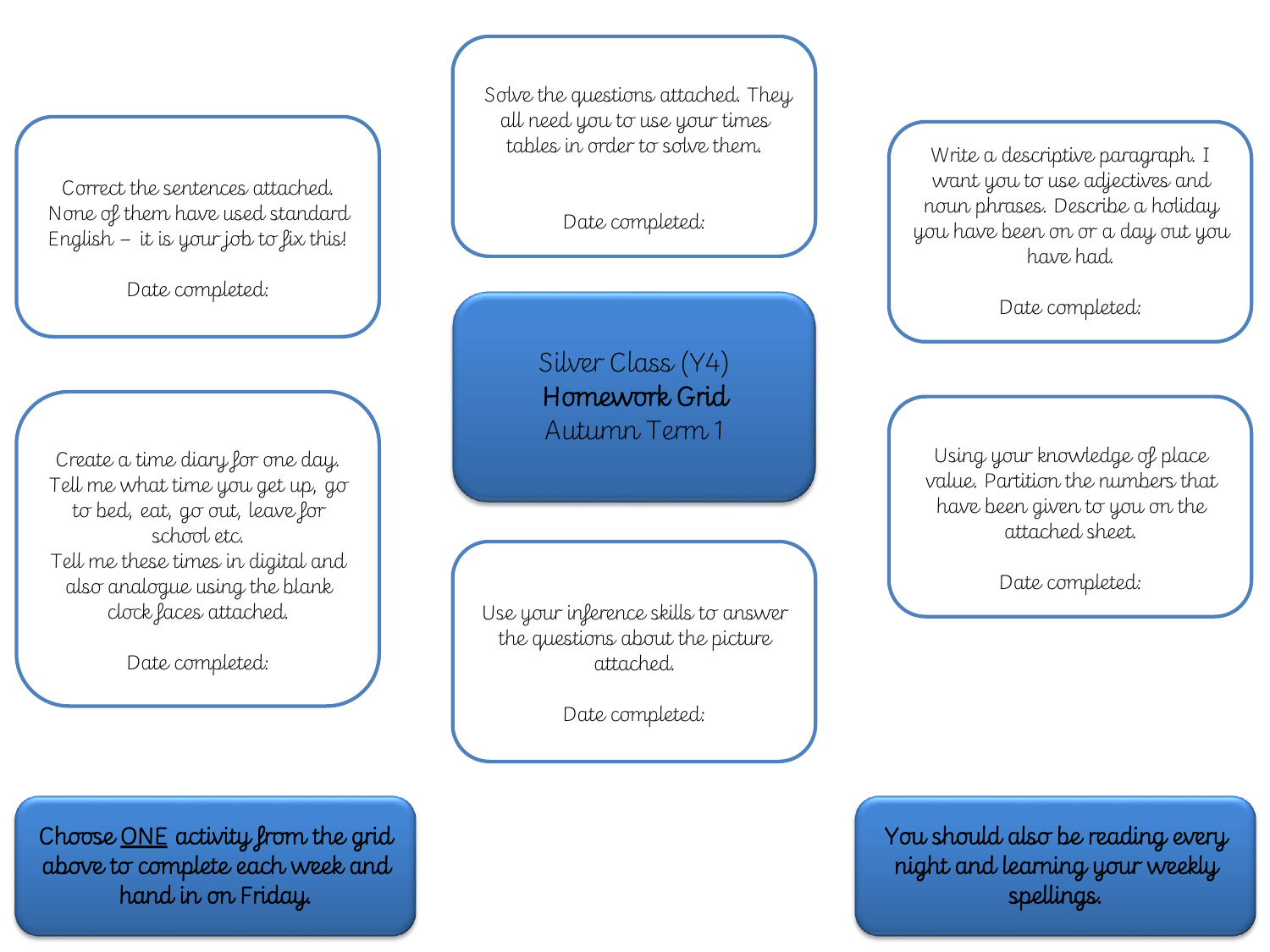# Silver Class (Y4)
# **Homework Grid**
## Autumn Term 1

Solve the questions attached. They all need you to use your times tables in order to solve them.

Date completed:

---

Correct the sentences attached. None of them have used standard English – it is your job to fix this!

Date completed:

---

Write a descriptive paragraph. I want you to use adjectives and noun phrases. Describe a holiday you have been on or a day out you have had.

Date completed:

---

Create a time diary for one day. Tell me what time you get up, go to bed, eat, go out, leave for school etc.
Tell me these times in digital and also analogue using the blank clock faces attached.

Date completed:

---

Using your knowledge of place value. Partition the numbers that have been given to you on the attached sheet.

Date completed:

---

Use your inference skills to answer the questions about the picture attached.

Date completed:

---

**Choose ONE activity from the grid above to complete each week and hand in on Friday.**

**You should also be reading every night and learning your weekly spellings.**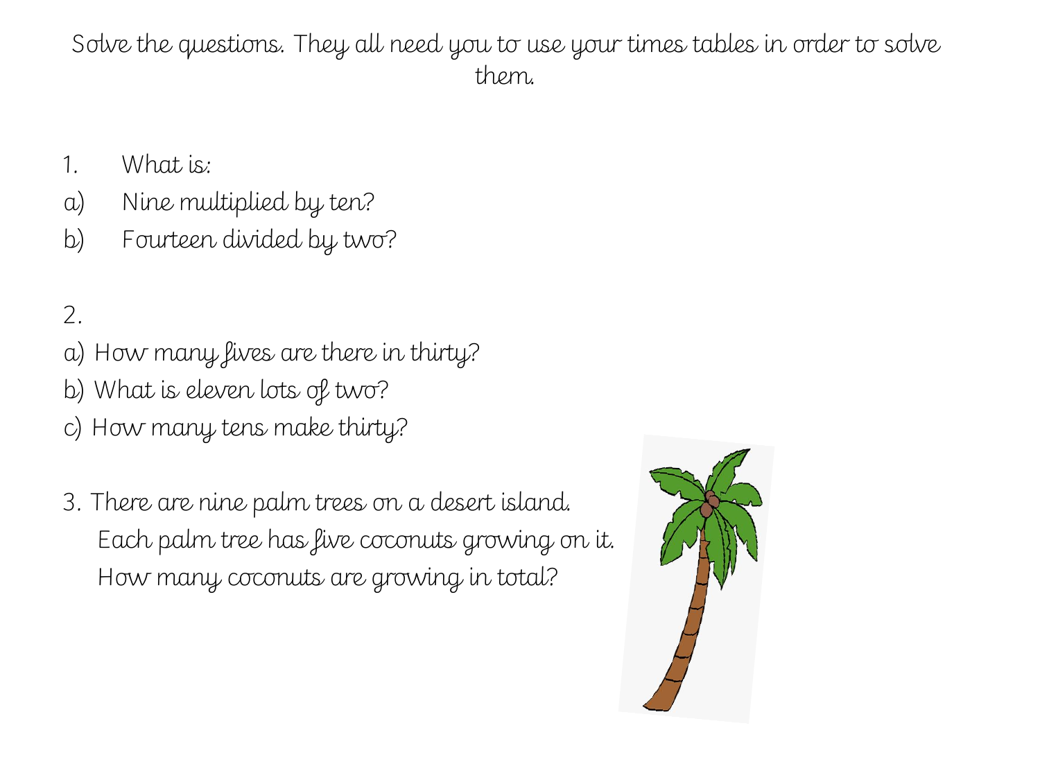Solve the questions. They all need you to use your times tables in order to solve them.

1. What is:

a) Nine multiplied by ten?

b) Fourteen divided by two?

2.

a) How many fives are there in thirty?

b) What is eleven lots of two?

c) How many tens make thirty?

3. There are nine palm trees on a desert island.
   Each palm tree has five coconuts growing on it.
   How many coconuts are growing in total?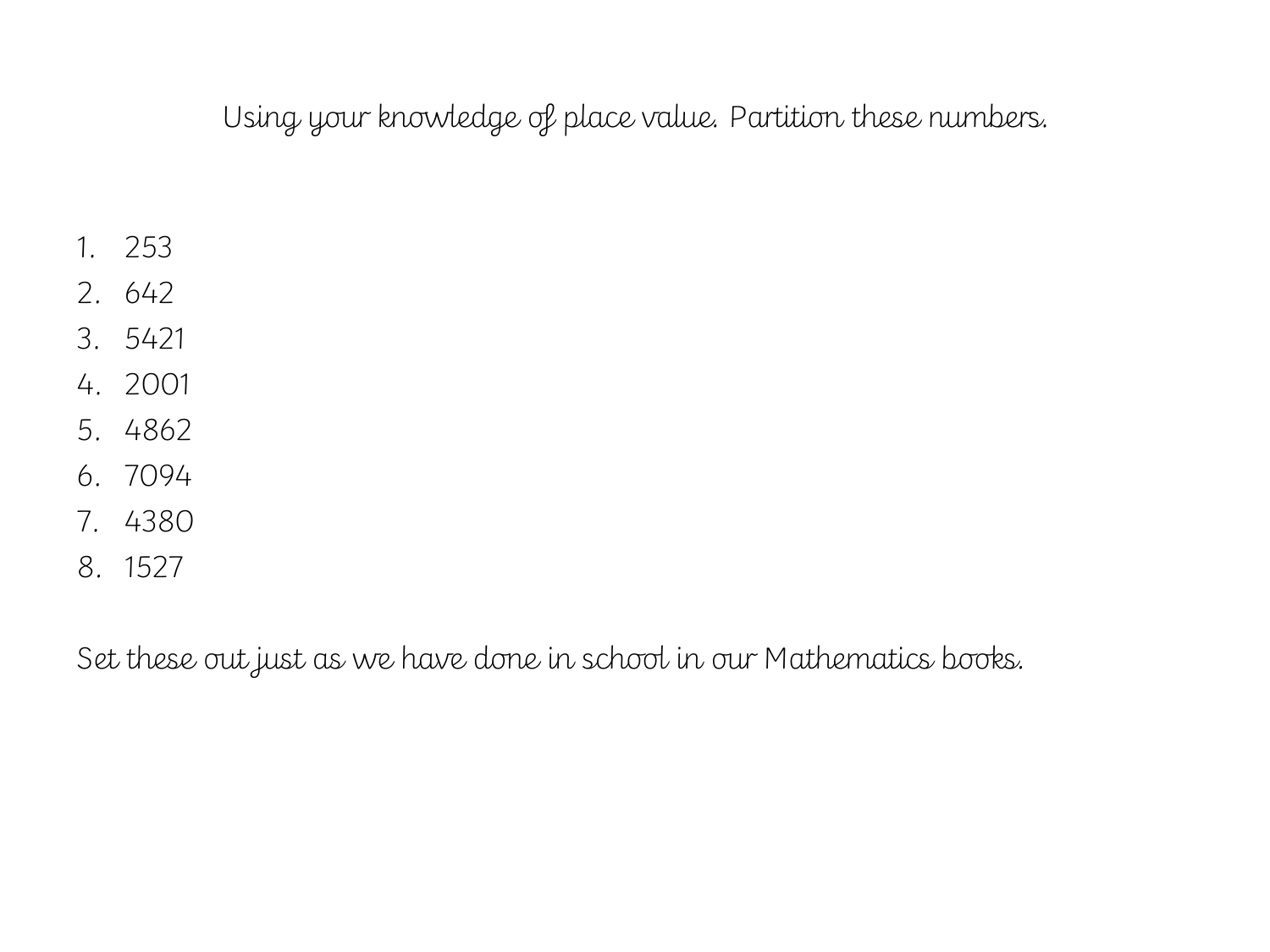Using your knowledge of place value. Partition these numbers.

1. 253
2. 642
3. 5421
4. 2001
5. 4862
6. 7094
7. 4380
8. 1527

Set these out just as we have done in school in our Mathematics books.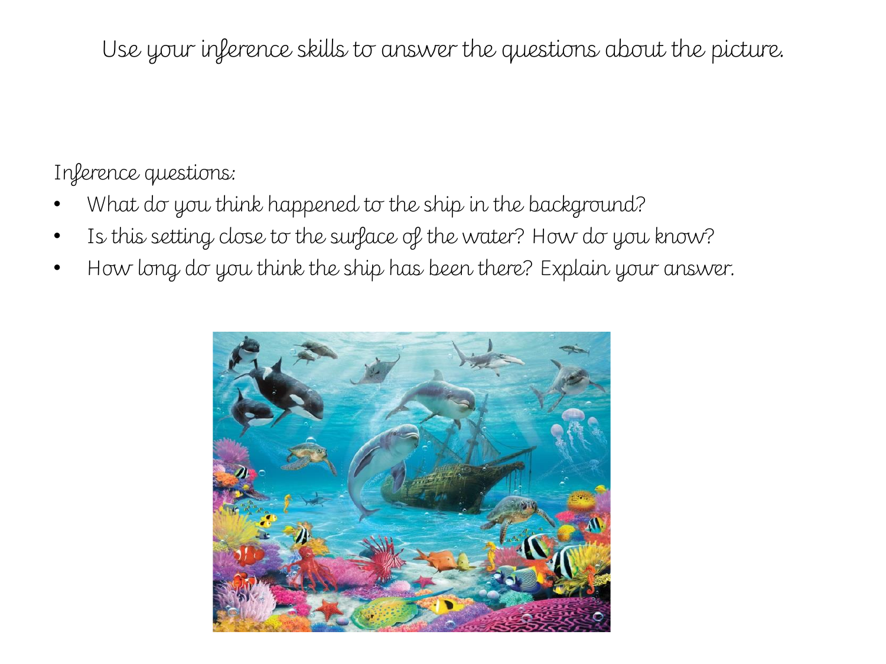Use your inference skills to answer the questions about the picture.

Inference questions:

- What do you think happened to the ship in the background?
- Is this setting close to the surface of the water? How do you know?
- How long do you think the ship has been there? Explain your answer.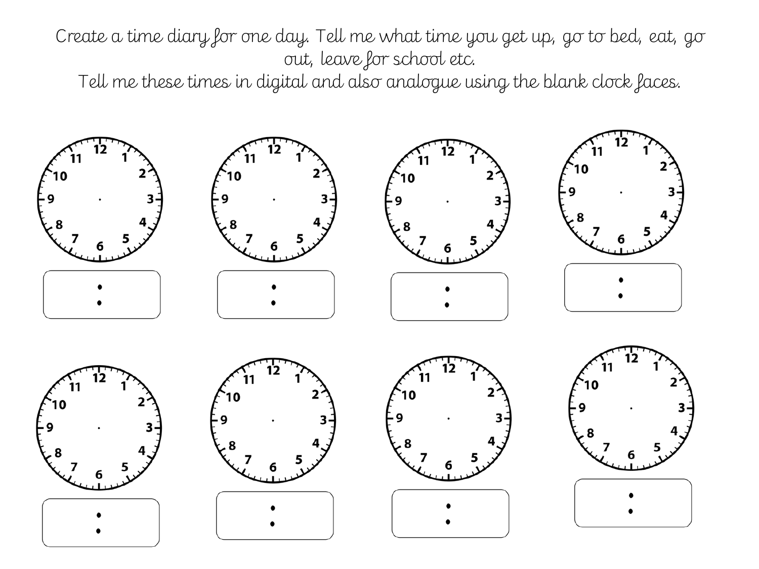Create a time diary for one day. Tell me what time you get up, go to bed, eat, go out, leave for school etc.

Tell me these times in digital and also analogue using the blank clock faces.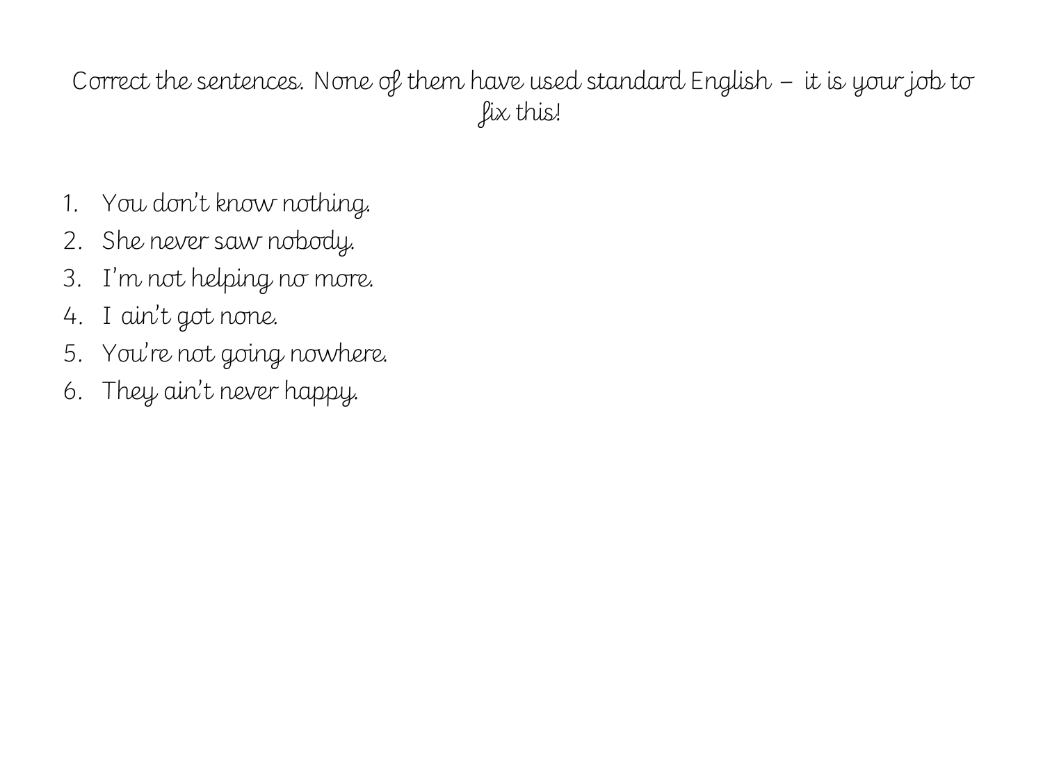Correct the sentences. None of them have used standard English – it is your job to fix this!

1. You don't know nothing.
2. She never saw nobody.
3. I'm not helping no more.
4. I ain't got none.
5. You're not going nowhere.
6. They ain't never happy.